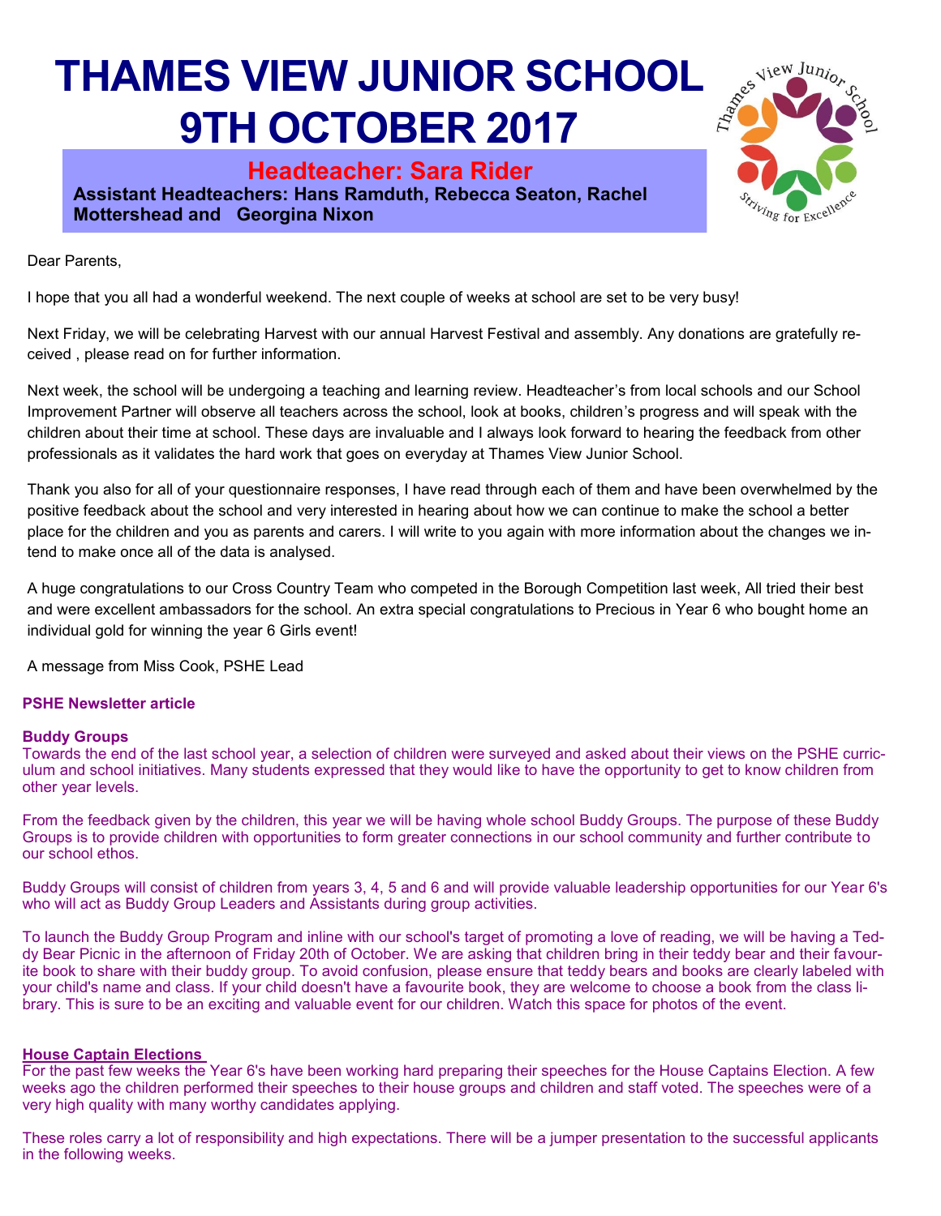# THAMES VIEW JUNIOR SCHOOL 9TH OCTOBER 2017

**Headteacher: Sara Rider**

**Assistant Headteachers: Hans Ramduth, Rebecca Seaton, Rachel Mottershead and Georgina Nixon**

Dear Parents,

I hope that you all had a wonderful weekend. The next couple of weeks at school are set to be very busy!

Next Friday, we will be celebrating Harvest with our annual Harvest Festival and assembly. Any donations are gratefully received , please read on for further information.

Next week, the school will be undergoing a teaching and learning review. Headteacher's from local schools and our School Improvement Partner will observe all teachers across the school, look at books, children's progress and will speak with the children about their time at school. These days are invaluable and I always look forward to hearing the feedback from other professionals as it validates the hard work that goes on everyday at Thames View Junior School.

Thank you also for all of your questionnaire responses, I have read through each of them and have been overwhelmed by the positive feedback about the school and very interested in hearing about how we can continue to make the school a better place for the children and you as parents and carers. I will write to you again with more information about the changes we intend to make once all of the data is analysed.

A huge congratulations to our Cross Country Team who competed in the Borough Competition last week, All tried their best and were excellent ambassadors for the school. An extra special congratulations to Precious in Year 6 who bought home an individual gold for winning the year 6 Girls event!

A message from Miss Cook, PSHE Lead

**PSHE Newsletter article**

**Buddy Groups**

Towards the end of the last school year, a selection of children were surveyed and asked about their views on the PSHE curriculum and school initiatives. Many students expressed that they would like to have the opportunity to get to know children from other year levels.

From the feedback given by the children, this year we will be having whole school Buddy Groups. The purpose of these Buddy Groups is to provide children with opportunities to form greater connections in our school community and further contribute to our school ethos.

Buddy Groups will consist of children from years 3, 4, 5 and 6 and will provide valuable leadership opportunities for our Year 6's who will act as Buddy Group Leaders and Assistants during group activities.

To launch the Buddy Group Program and inline with our school's target of promoting a love of reading, we will be having a Teddy Bear Picnic in the afternoon of Friday 20th of October. We are asking that children bring in their teddy bear and their favourite book to share with their buddy group. To avoid confusion, please ensure that teddy bears and books are clearly labeled with your child's name and class. If your child doesn't have a favourite book, they are welcome to choose a book from the class library. This is sure to be an exciting and valuable event for our children. Watch this space for photos of the event.

**House Captain Elections**

For the past few weeks the Year 6's have been working hard preparing their speeches for the House Captains Election. A few weeks ago the children performed their speeches to their house groups and children and staff voted. The speeches were of a very high quality with many worthy candidates applying.

These roles carry a lot of responsibility and high expectations. There will be a jumper presentation to the successful applicants in the following weeks.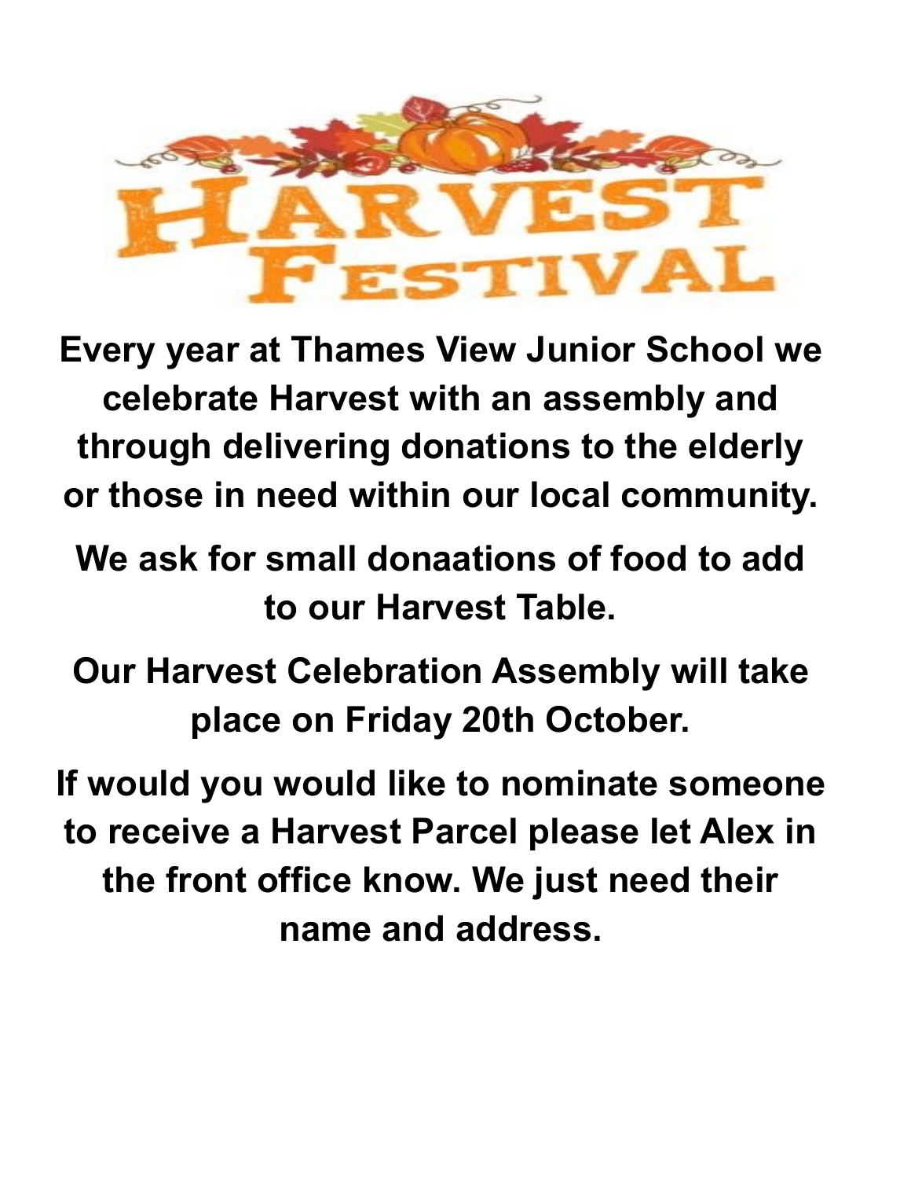# Harvest Festival

**Every year at Thames View Junior School we celebrate Harvest with an assembly and through delivering donations to the elderly or those in need within our local community.**

**We ask for small donaations of food to add to our Harvest Table.**

**Our Harvest Celebration Assembly will take place on Friday 20th October.**

**If would you would like to nominate someone to receive a Harvest Parcel please let Alex in the front office know. We just need their name and address.**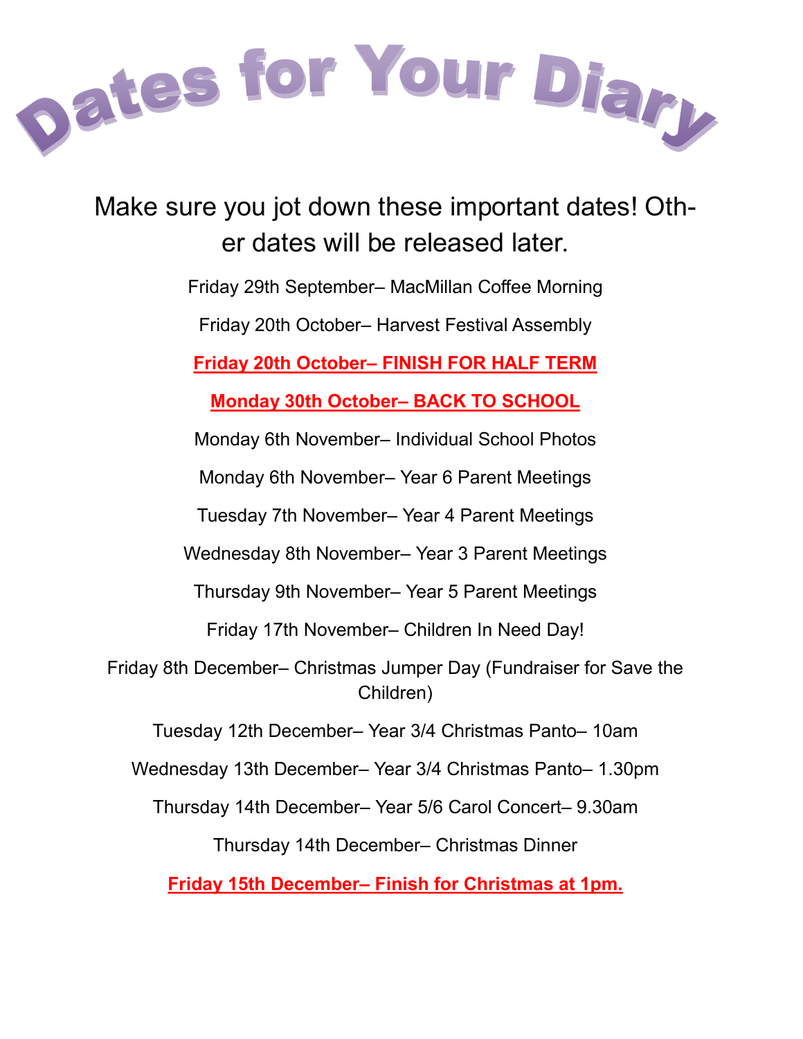# Dates for Your Diary

Make sure you jot down these important dates! Other dates will be released later.

Friday 29th September– MacMillan Coffee Morning

Friday 20th October– Harvest Festival Assembly

**Friday 20th October– FINISH FOR HALF TERM**

**Monday 30th October– BACK TO SCHOOL**

Monday 6th November– Individual School Photos

Monday 6th November– Year 6 Parent Meetings

Tuesday 7th November– Year 4 Parent Meetings

Wednesday 8th November– Year 3 Parent Meetings

Thursday 9th November– Year 5 Parent Meetings

Friday 17th November– Children In Need Day!

Friday 8th December– Christmas Jumper Day (Fundraiser for Save the Children)

Tuesday 12th December– Year 3/4 Christmas Panto– 10am

Wednesday 13th December– Year 3/4 Christmas Panto– 1.30pm

Thursday 14th December– Year 5/6 Carol Concert– 9.30am

Thursday 14th December– Christmas Dinner

**Friday 15th December– Finish for Christmas at 1pm.**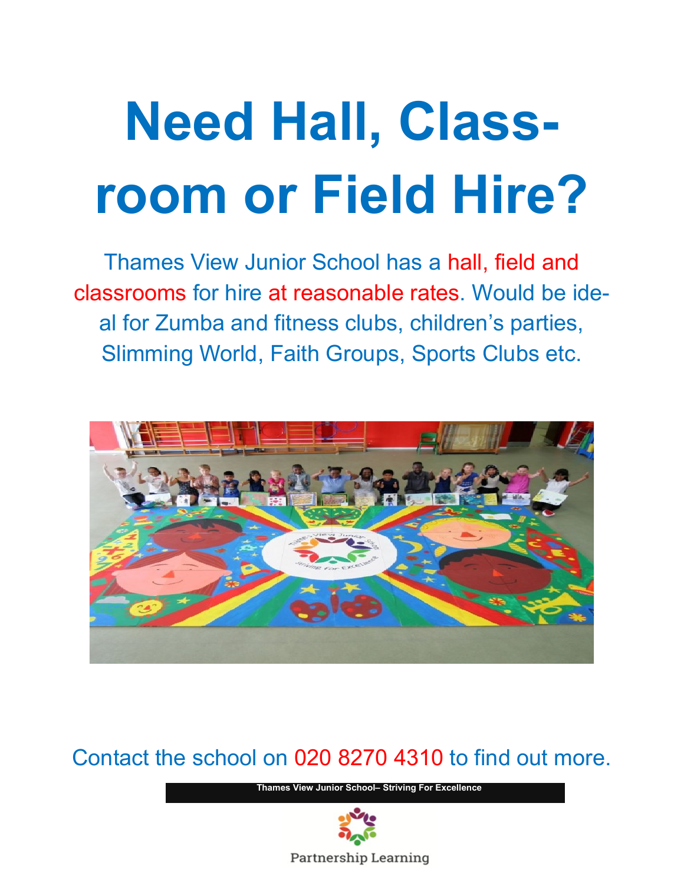# Need Hall, Classroom or Field Hire?

Thames View Junior School has a hall, field and classrooms for hire at reasonable rates. Would be ideal for Zumba and fitness clubs, children's parties, Slimming World, Faith Groups, Sports Clubs etc.

Contact the school on 020 8270 4310 to find out more.

**Thames View Junior School– Striving For Excellence**

Partnership Learning